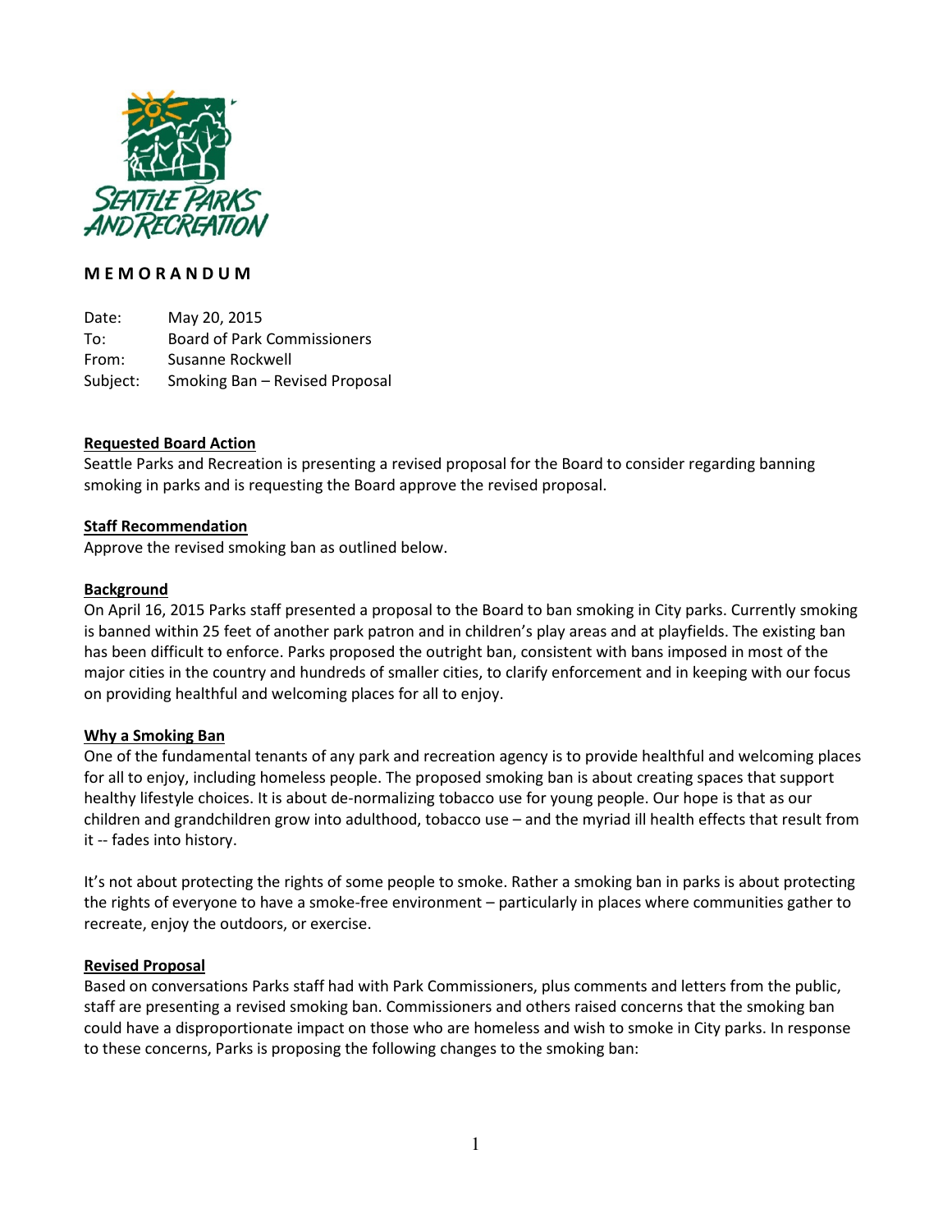Seattle Parks and Recreation

**M E M O R A N D U M**

Date: May 20, 2015
To: Board of Park Commissioners
From: Susanne Rockwell
Subject: Smoking Ban – Revised Proposal

**Requested Board Action**

Seattle Parks and Recreation is presenting a revised proposal for the Board to consider regarding banning smoking in parks and is requesting the Board approve the revised proposal.

**Staff Recommendation**

Approve the revised smoking ban as outlined below.

**Background**

On April 16, 2015 Parks staff presented a proposal to the Board to ban smoking in City parks. Currently smoking is banned within 25 feet of another park patron and in children's play areas and at playfields. The existing ban has been difficult to enforce. Parks proposed the outright ban, consistent with bans imposed in most of the major cities in the country and hundreds of smaller cities, to clarify enforcement and in keeping with our focus on providing healthful and welcoming places for all to enjoy.

**Why a Smoking Ban**

One of the fundamental tenants of any park and recreation agency is to provide healthful and welcoming places for all to enjoy, including homeless people. The proposed smoking ban is about creating spaces that support healthy lifestyle choices. It is about de-normalizing tobacco use for young people. Our hope is that as our children and grandchildren grow into adulthood, tobacco use – and the myriad ill health effects that result from it -- fades into history.

It's not about protecting the rights of some people to smoke. Rather a smoking ban in parks is about protecting the rights of everyone to have a smoke-free environment – particularly in places where communities gather to recreate, enjoy the outdoors, or exercise.

**Revised Proposal**

Based on conversations Parks staff had with Park Commissioners, plus comments and letters from the public, staff are presenting a revised smoking ban. Commissioners and others raised concerns that the smoking ban could have a disproportionate impact on those who are homeless and wish to smoke in City parks. In response to these concerns, Parks is proposing the following changes to the smoking ban: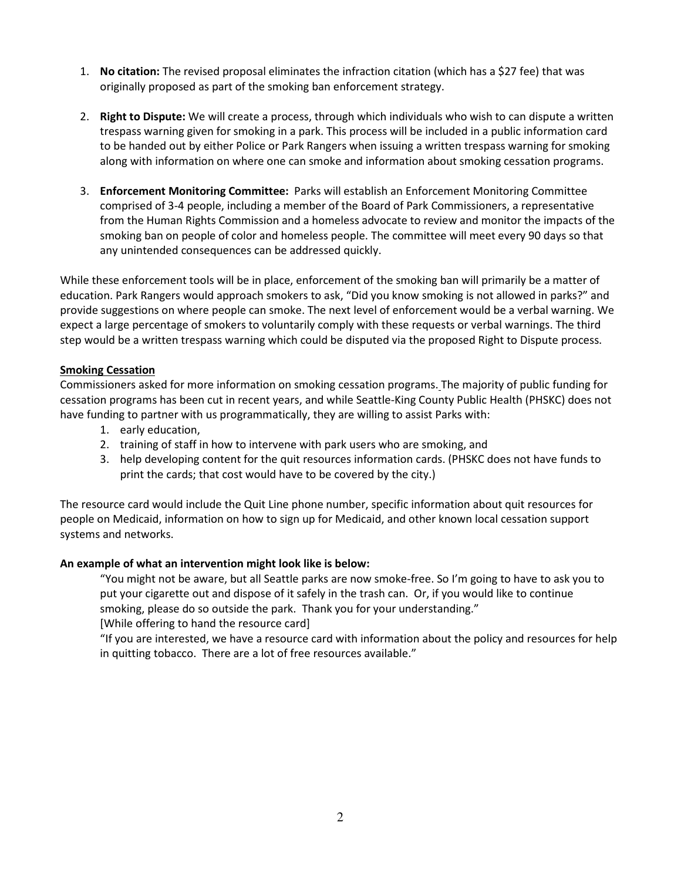1. **No citation:** The revised proposal eliminates the infraction citation (which has a $27 fee) that was originally proposed as part of the smoking ban enforcement strategy.

2. **Right to Dispute:** We will create a process, through which individuals who wish to can dispute a written trespass warning given for smoking in a park. This process will be included in a public information card to be handed out by either Police or Park Rangers when issuing a written trespass warning for smoking along with information on where one can smoke and information about smoking cessation programs.

3. **Enforcement Monitoring Committee:** Parks will establish an Enforcement Monitoring Committee comprised of 3-4 people, including a member of the Board of Park Commissioners, a representative from the Human Rights Commission and a homeless advocate to review and monitor the impacts of the smoking ban on people of color and homeless people. The committee will meet every 90 days so that any unintended consequences can be addressed quickly.

While these enforcement tools will be in place, enforcement of the smoking ban will primarily be a matter of education. Park Rangers would approach smokers to ask, "Did you know smoking is not allowed in parks?" and provide suggestions on where people can smoke. The next level of enforcement would be a verbal warning. We expect a large percentage of smokers to voluntarily comply with these requests or verbal warnings. The third step would be a written trespass warning which could be disputed via the proposed Right to Dispute process.

**Smoking Cessation**

Commissioners asked for more information on smoking cessation programs. The majority of public funding for cessation programs has been cut in recent years, and while Seattle-King County Public Health (PHSKC) does not have funding to partner with us programmatically, they are willing to assist Parks with:

1. early education,
2. training of staff in how to intervene with park users who are smoking, and
3. help developing content for the quit resources information cards. (PHSKC does not have funds to print the cards; that cost would have to be covered by the city.)

The resource card would include the Quit Line phone number, specific information about quit resources for people on Medicaid, information on how to sign up for Medicaid, and other known local cessation support systems and networks.

**An example of what an intervention might look like is below:**

> "You might not be aware, but all Seattle parks are now smoke-free. So I'm going to have to ask you to put your cigarette out and dispose of it safely in the trash can. Or, if you would like to continue smoking, please do so outside the park. Thank you for your understanding."
> [While offering to hand the resource card]
> "If you are interested, we have a resource card with information about the policy and resources for help in quitting tobacco. There are a lot of free resources available."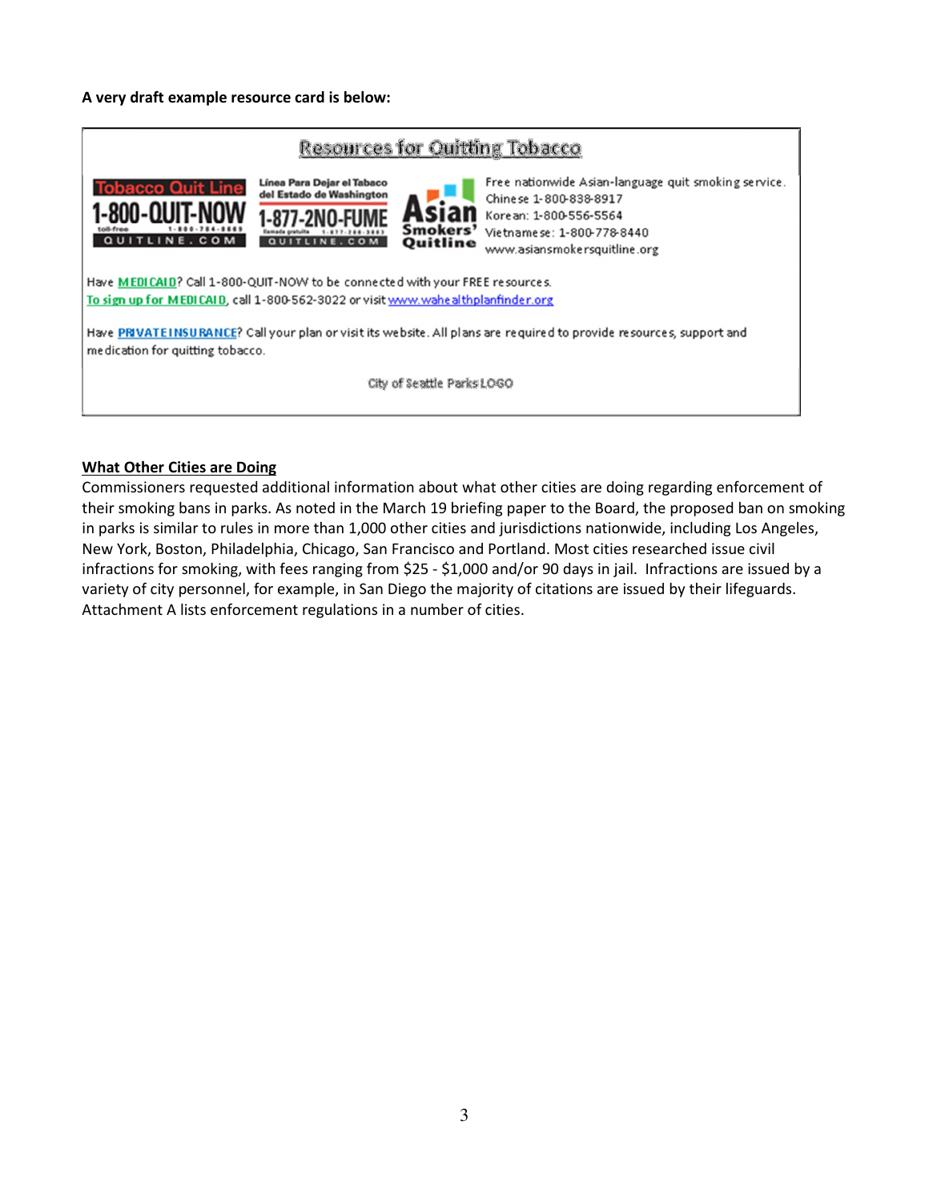**A very draft example resource card is below:**

> **Resources for Quitting Tobacco**
>
> **Tobacco Quit Line**
> **1-800-QUIT-NOW**
> toll-free 1-800-784-8669
> QUITLINE.COM
>
> **Línea Para Dejar el Tabaco del Estado de Washington**
> **1-877-2NO-FUME**
> llamada gratuita 1-877-266-3863
> QUITLINE.COM
>
> **Asian Smokers' Quitline**
> Free nationwide Asian-language quit smoking service.
> Chinese 1-800-838-8917
> Korean: 1-800-556-5564
> Vietnamese: 1-800-778-8440
> www.asiansmokersquitline.org
>
> Have MEDICAID? Call 1-800-QUIT-NOW to be connected with your FREE resources.
> To sign up for MEDICAID, call 1-800-562-3022 or visit www.wahealthplanfinder.org
>
> Have PRIVATE INSURANCE? Call your plan or visit its website. All plans are required to provide resources, support and medication for quitting tobacco.
>
> City of Seattle Parks LOGO

## What Other Cities are Doing

Commissioners requested additional information about what other cities are doing regarding enforcement of their smoking bans in parks. As noted in the March 19 briefing paper to the Board, the proposed ban on smoking in parks is similar to rules in more than 1,000 other cities and jurisdictions nationwide, including Los Angeles, New York, Boston, Philadelphia, Chicago, San Francisco and Portland. Most cities researched issue civil infractions for smoking, with fees ranging from $25 - $1,000 and/or 90 days in jail. Infractions are issued by a variety of city personnel, for example, in San Diego the majority of citations are issued by their lifeguards. Attachment A lists enforcement regulations in a number of cities.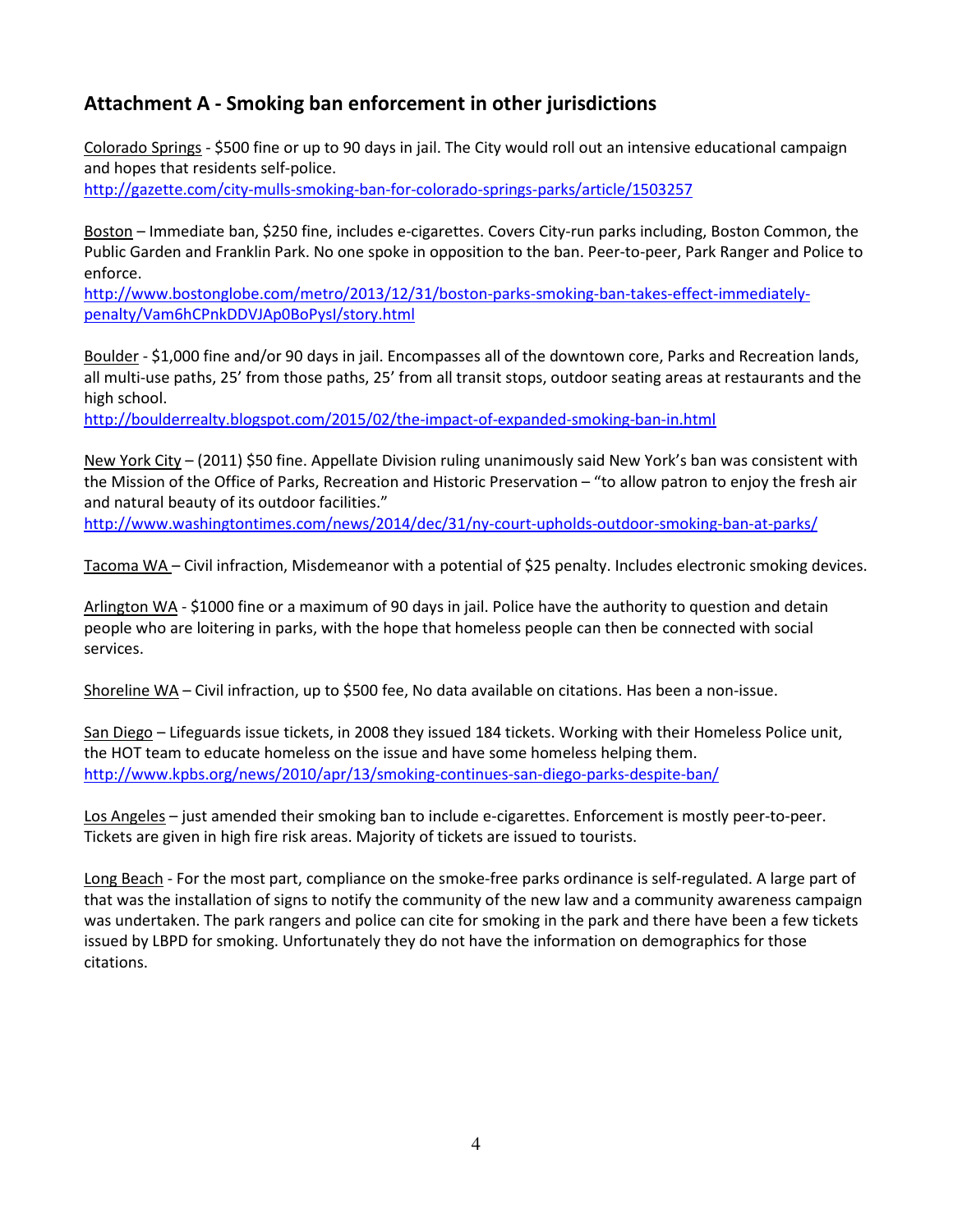## Attachment A - Smoking ban enforcement in other jurisdictions

Colorado Springs - $500 fine or up to 90 days in jail. The City would roll out an intensive educational campaign and hopes that residents self-police.
http://gazette.com/city-mulls-smoking-ban-for-colorado-springs-parks/article/1503257

Boston – Immediate ban, $250 fine, includes e-cigarettes. Covers City-run parks including, Boston Common, the Public Garden and Franklin Park. No one spoke in opposition to the ban. Peer-to-peer, Park Ranger and Police to enforce.
http://www.bostonglobe.com/metro/2013/12/31/boston-parks-smoking-ban-takes-effect-immediately-penalty/Vam6hCPnkDDVJAp0BoPysI/story.html

Boulder - $1,000 fine and/or 90 days in jail. Encompasses all of the downtown core, Parks and Recreation lands, all multi-use paths, 25' from those paths, 25' from all transit stops, outdoor seating areas at restaurants and the high school.
http://boulderrealty.blogspot.com/2015/02/the-impact-of-expanded-smoking-ban-in.html

New York City – (2011) $50 fine. Appellate Division ruling unanimously said New York's ban was consistent with the Mission of the Office of Parks, Recreation and Historic Preservation – "to allow patron to enjoy the fresh air and natural beauty of its outdoor facilities."
http://www.washingtontimes.com/news/2014/dec/31/ny-court-upholds-outdoor-smoking-ban-at-parks/

Tacoma WA – Civil infraction, Misdemeanor with a potential of $25 penalty. Includes electronic smoking devices.

Arlington WA - $1000 fine or a maximum of 90 days in jail. Police have the authority to question and detain people who are loitering in parks, with the hope that homeless people can then be connected with social services.

Shoreline WA – Civil infraction, up to $500 fee, No data available on citations. Has been a non-issue.

San Diego – Lifeguards issue tickets, in 2008 they issued 184 tickets. Working with their Homeless Police unit, the HOT team to educate homeless on the issue and have some homeless helping them.
http://www.kpbs.org/news/2010/apr/13/smoking-continues-san-diego-parks-despite-ban/

Los Angeles – just amended their smoking ban to include e-cigarettes. Enforcement is mostly peer-to-peer. Tickets are given in high fire risk areas. Majority of tickets are issued to tourists.

Long Beach - For the most part, compliance on the smoke-free parks ordinance is self-regulated. A large part of that was the installation of signs to notify the community of the new law and a community awareness campaign was undertaken. The park rangers and police can cite for smoking in the park and there have been a few tickets issued by LBPD for smoking. Unfortunately they do not have the information on demographics for those citations.